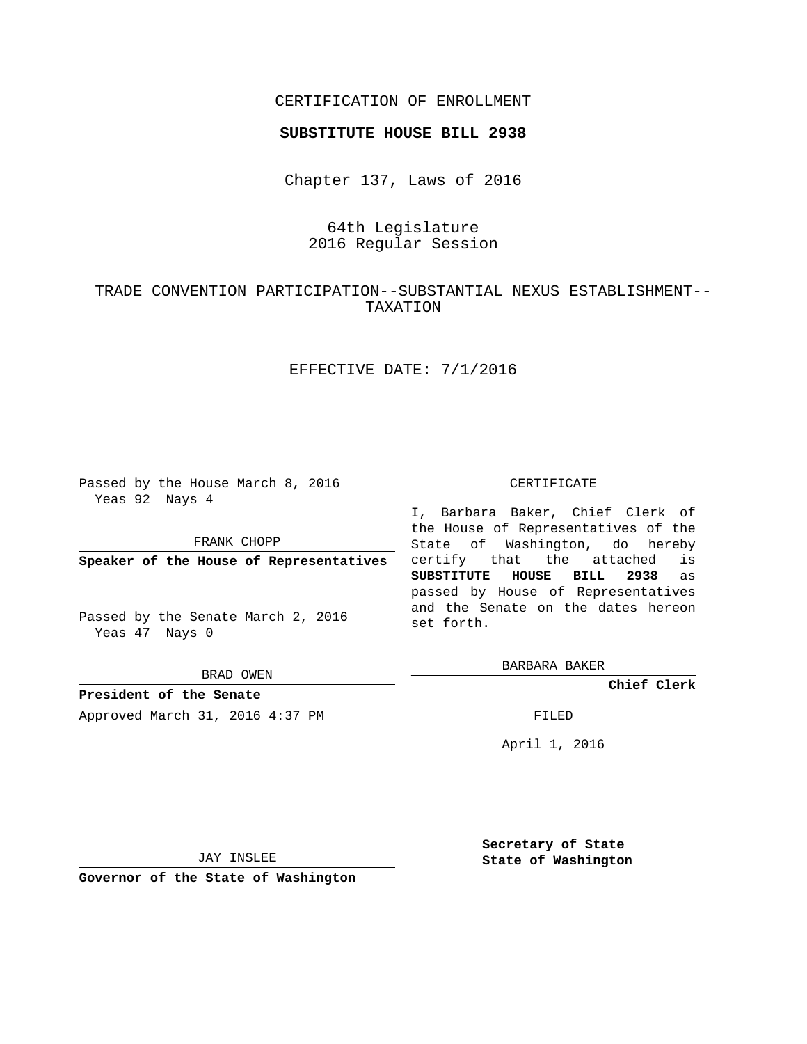CERTIFICATION OF ENROLLMENT

**SUBSTITUTE HOUSE BILL 2938**

Chapter 137, Laws of 2016

64th Legislature
2016 Regular Session

TRADE CONVENTION PARTICIPATION--SUBSTANTIAL NEXUS ESTABLISHMENT--TAXATION

EFFECTIVE DATE: 7/1/2016

Passed by the House March 8, 2016
Yeas 92 Nays 4

FRANK CHOPP

**Speaker of the House of Representatives**

Passed by the Senate March 2, 2016
Yeas 47 Nays 0

BRAD OWEN

**President of the Senate**

Approved March 31, 2016 4:37 PM

JAY INSLEE

**Governor of the State of Washington**

CERTIFICATE

I, Barbara Baker, Chief Clerk of the House of Representatives of the State of Washington, do hereby certify that the attached is **SUBSTITUTE HOUSE BILL 2938** as passed by House of Representatives and the Senate on the dates hereon set forth.

BARBARA BAKER

**Chief Clerk**

FILED

April 1, 2016

**Secretary of State**
**State of Washington**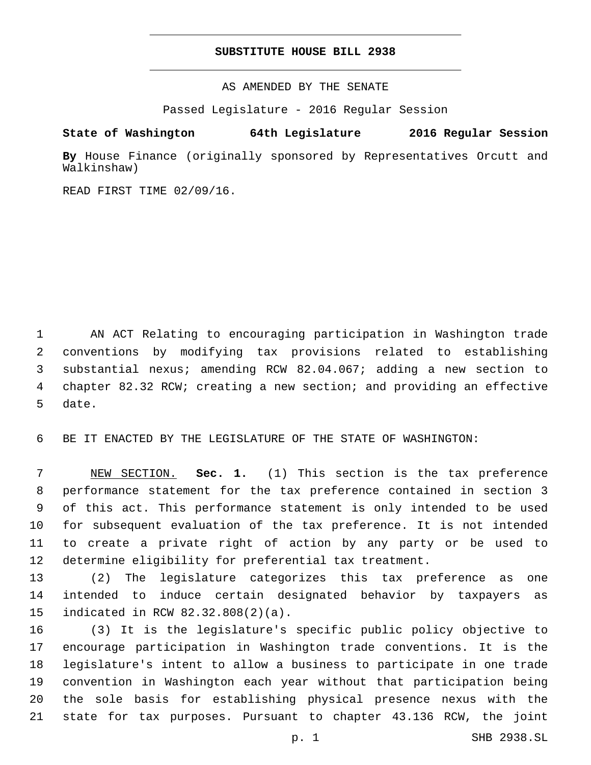# SUBSTITUTE HOUSE BILL 2938

AS AMENDED BY THE SENATE

Passed Legislature - 2016 Regular Session

**State of Washington 64th Legislature 2016 Regular Session**

**By** House Finance (originally sponsored by Representatives Orcutt and Walkinshaw)

READ FIRST TIME 02/09/16.

AN ACT Relating to encouraging participation in Washington trade conventions by modifying tax provisions related to establishing substantial nexus; amending RCW 82.04.067; adding a new section to chapter 82.32 RCW; creating a new section; and providing an effective date.

BE IT ENACTED BY THE LEGISLATURE OF THE STATE OF WASHINGTON:

NEW SECTION. **Sec. 1.** (1) This section is the tax preference performance statement for the tax preference contained in section 3 of this act. This performance statement is only intended to be used for subsequent evaluation of the tax preference. It is not intended to create a private right of action by any party or be used to determine eligibility for preferential tax treatment.

(2) The legislature categorizes this tax preference as one intended to induce certain designated behavior by taxpayers as indicated in RCW 82.32.808(2)(a).

(3) It is the legislature's specific public policy objective to encourage participation in Washington trade conventions. It is the legislature's intent to allow a business to participate in one trade convention in Washington each year without that participation being the sole basis for establishing physical presence nexus with the state for tax purposes. Pursuant to chapter 43.136 RCW, the joint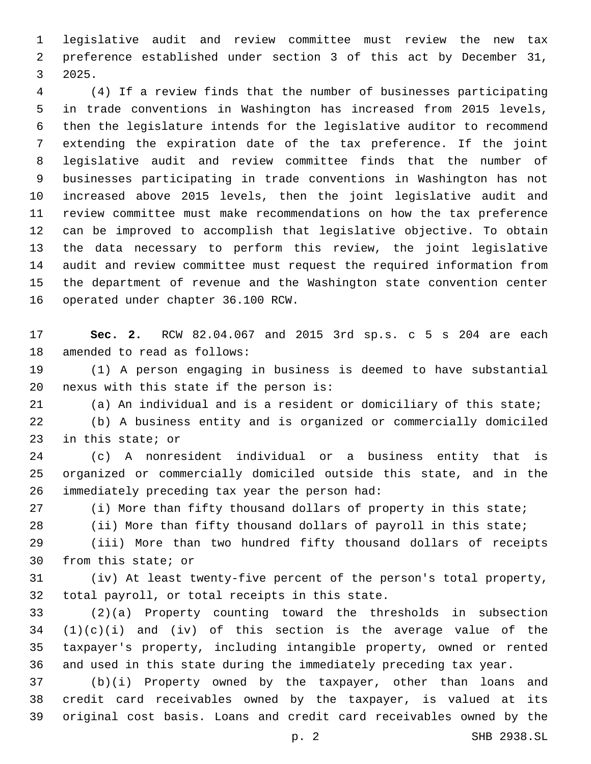legislative audit and review committee must review the new tax preference established under section 3 of this act by December 31, 2025.

(4) If a review finds that the number of businesses participating in trade conventions in Washington has increased from 2015 levels, then the legislature intends for the legislative auditor to recommend extending the expiration date of the tax preference. If the joint legislative audit and review committee finds that the number of businesses participating in trade conventions in Washington has not increased above 2015 levels, then the joint legislative audit and review committee must make recommendations on how the tax preference can be improved to accomplish that legislative objective. To obtain the data necessary to perform this review, the joint legislative audit and review committee must request the required information from the department of revenue and the Washington state convention center operated under chapter 36.100 RCW.

**Sec. 2.** RCW 82.04.067 and 2015 3rd sp.s. c 5 s 204 are each amended to read as follows:

(1) A person engaging in business is deemed to have substantial nexus with this state if the person is:

(a) An individual and is a resident or domiciliary of this state;

(b) A business entity and is organized or commercially domiciled in this state; or

(c) A nonresident individual or a business entity that is organized or commercially domiciled outside this state, and in the immediately preceding tax year the person had:

(i) More than fifty thousand dollars of property in this state;

(ii) More than fifty thousand dollars of payroll in this state;

(iii) More than two hundred fifty thousand dollars of receipts from this state; or

(iv) At least twenty-five percent of the person's total property, total payroll, or total receipts in this state.

(2)(a) Property counting toward the thresholds in subsection (1)(c)(i) and (iv) of this section is the average value of the taxpayer's property, including intangible property, owned or rented and used in this state during the immediately preceding tax year.

(b)(i) Property owned by the taxpayer, other than loans and credit card receivables owned by the taxpayer, is valued at its original cost basis. Loans and credit card receivables owned by the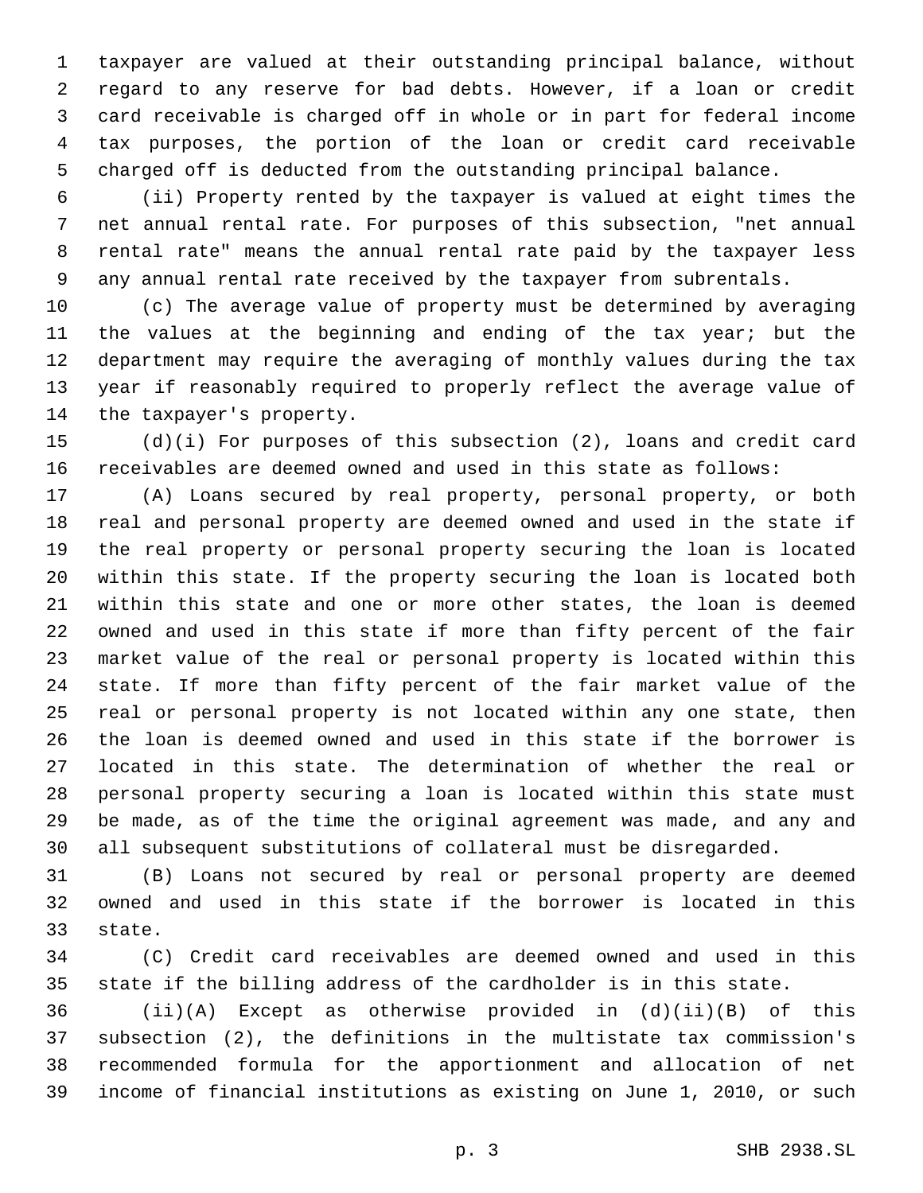taxpayer are valued at their outstanding principal balance, without regard to any reserve for bad debts. However, if a loan or credit card receivable is charged off in whole or in part for federal income tax purposes, the portion of the loan or credit card receivable charged off is deducted from the outstanding principal balance.

(ii) Property rented by the taxpayer is valued at eight times the net annual rental rate. For purposes of this subsection, "net annual rental rate" means the annual rental rate paid by the taxpayer less any annual rental rate received by the taxpayer from subrentals.

(c) The average value of property must be determined by averaging the values at the beginning and ending of the tax year; but the department may require the averaging of monthly values during the tax year if reasonably required to properly reflect the average value of the taxpayer's property.

(d)(i) For purposes of this subsection (2), loans and credit card receivables are deemed owned and used in this state as follows:

(A) Loans secured by real property, personal property, or both real and personal property are deemed owned and used in the state if the real property or personal property securing the loan is located within this state. If the property securing the loan is located both within this state and one or more other states, the loan is deemed owned and used in this state if more than fifty percent of the fair market value of the real or personal property is located within this state. If more than fifty percent of the fair market value of the real or personal property is not located within any one state, then the loan is deemed owned and used in this state if the borrower is located in this state. The determination of whether the real or personal property securing a loan is located within this state must be made, as of the time the original agreement was made, and any and all subsequent substitutions of collateral must be disregarded.

(B) Loans not secured by real or personal property are deemed owned and used in this state if the borrower is located in this state.

(C) Credit card receivables are deemed owned and used in this state if the billing address of the cardholder is in this state.

(ii)(A) Except as otherwise provided in (d)(ii)(B) of this subsection (2), the definitions in the multistate tax commission's recommended formula for the apportionment and allocation of net income of financial institutions as existing on June 1, 2010, or such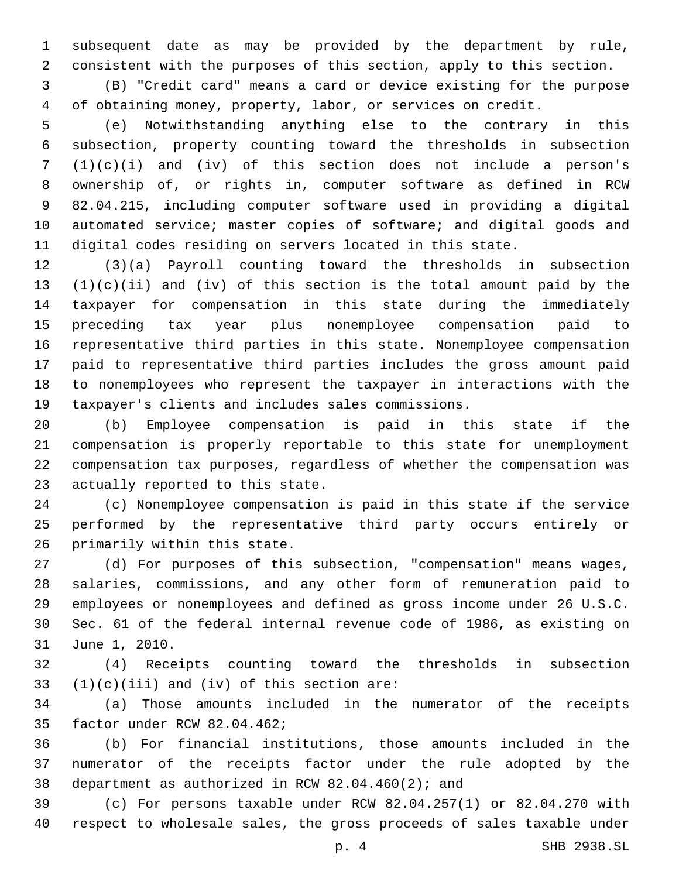subsequent date as may be provided by the department by rule, consistent with the purposes of this section, apply to this section.

(B) "Credit card" means a card or device existing for the purpose of obtaining money, property, labor, or services on credit.

(e) Notwithstanding anything else to the contrary in this subsection, property counting toward the thresholds in subsection (1)(c)(i) and (iv) of this section does not include a person's ownership of, or rights in, computer software as defined in RCW 82.04.215, including computer software used in providing a digital automated service; master copies of software; and digital goods and digital codes residing on servers located in this state.

(3)(a) Payroll counting toward the thresholds in subsection (1)(c)(ii) and (iv) of this section is the total amount paid by the taxpayer for compensation in this state during the immediately preceding tax year plus nonemployee compensation paid to representative third parties in this state. Nonemployee compensation paid to representative third parties includes the gross amount paid to nonemployees who represent the taxpayer in interactions with the taxpayer's clients and includes sales commissions.

(b) Employee compensation is paid in this state if the compensation is properly reportable to this state for unemployment compensation tax purposes, regardless of whether the compensation was actually reported to this state.

(c) Nonemployee compensation is paid in this state if the service performed by the representative third party occurs entirely or primarily within this state.

(d) For purposes of this subsection, "compensation" means wages, salaries, commissions, and any other form of remuneration paid to employees or nonemployees and defined as gross income under 26 U.S.C. Sec. 61 of the federal internal revenue code of 1986, as existing on June 1, 2010.

(4) Receipts counting toward the thresholds in subsection (1)(c)(iii) and (iv) of this section are:

(a) Those amounts included in the numerator of the receipts factor under RCW 82.04.462;

(b) For financial institutions, those amounts included in the numerator of the receipts factor under the rule adopted by the department as authorized in RCW 82.04.460(2); and

(c) For persons taxable under RCW 82.04.257(1) or 82.04.270 with respect to wholesale sales, the gross proceeds of sales taxable under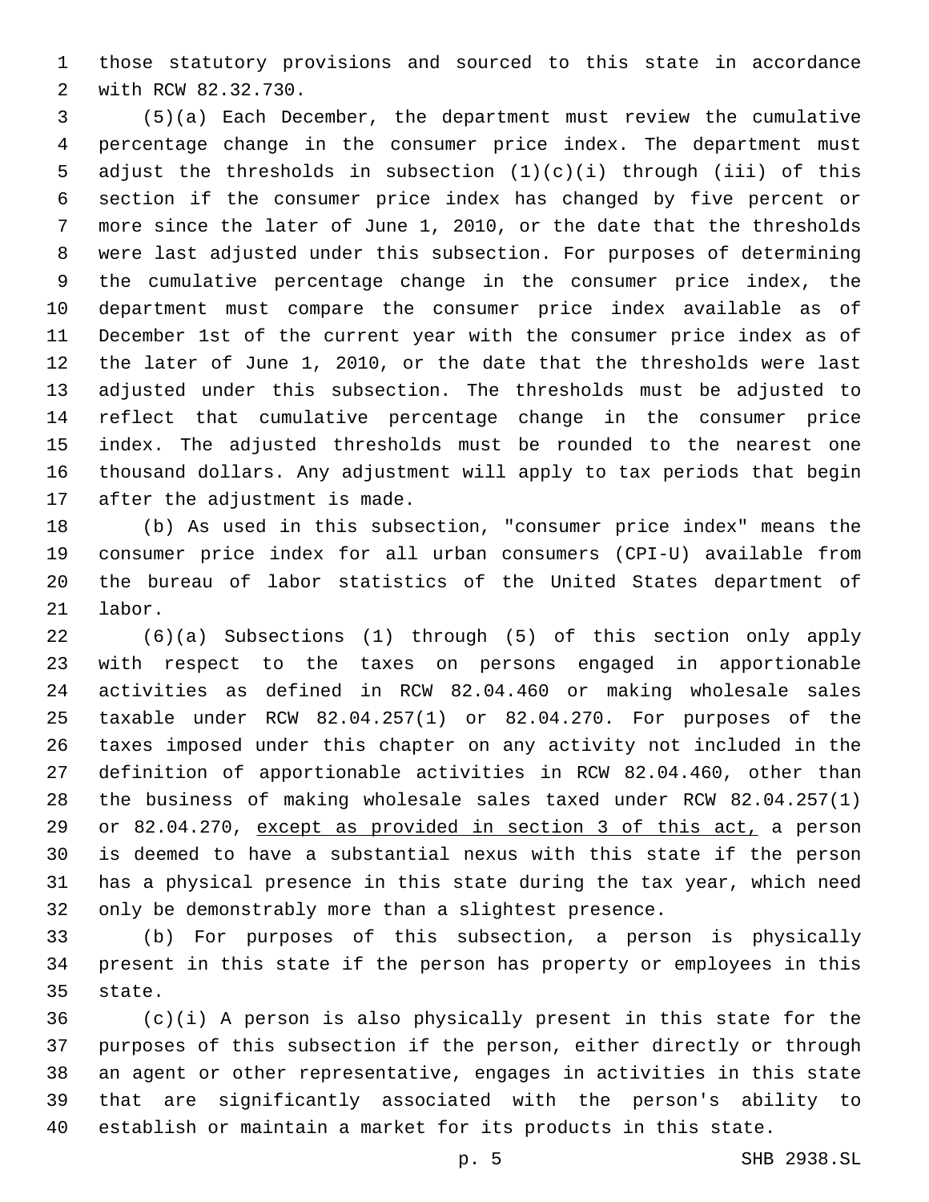those statutory provisions and sourced to this state in accordance with RCW 82.32.730.

(5)(a) Each December, the department must review the cumulative percentage change in the consumer price index. The department must adjust the thresholds in subsection (1)(c)(i) through (iii) of this section if the consumer price index has changed by five percent or more since the later of June 1, 2010, or the date that the thresholds were last adjusted under this subsection. For purposes of determining the cumulative percentage change in the consumer price index, the department must compare the consumer price index available as of December 1st of the current year with the consumer price index as of the later of June 1, 2010, or the date that the thresholds were last adjusted under this subsection. The thresholds must be adjusted to reflect that cumulative percentage change in the consumer price index. The adjusted thresholds must be rounded to the nearest one thousand dollars. Any adjustment will apply to tax periods that begin after the adjustment is made.

(b) As used in this subsection, "consumer price index" means the consumer price index for all urban consumers (CPI-U) available from the bureau of labor statistics of the United States department of labor.

(6)(a) Subsections (1) through (5) of this section only apply with respect to the taxes on persons engaged in apportionable activities as defined in RCW 82.04.460 or making wholesale sales taxable under RCW 82.04.257(1) or 82.04.270. For purposes of the taxes imposed under this chapter on any activity not included in the definition of apportionable activities in RCW 82.04.460, other than the business of making wholesale sales taxed under RCW 82.04.257(1) or 82.04.270, <u>except as provided in section 3 of this act,</u> a person is deemed to have a substantial nexus with this state if the person has a physical presence in this state during the tax year, which need only be demonstrably more than a slightest presence.

(b) For purposes of this subsection, a person is physically present in this state if the person has property or employees in this state.

(c)(i) A person is also physically present in this state for the purposes of this subsection if the person, either directly or through an agent or other representative, engages in activities in this state that are significantly associated with the person's ability to establish or maintain a market for its products in this state.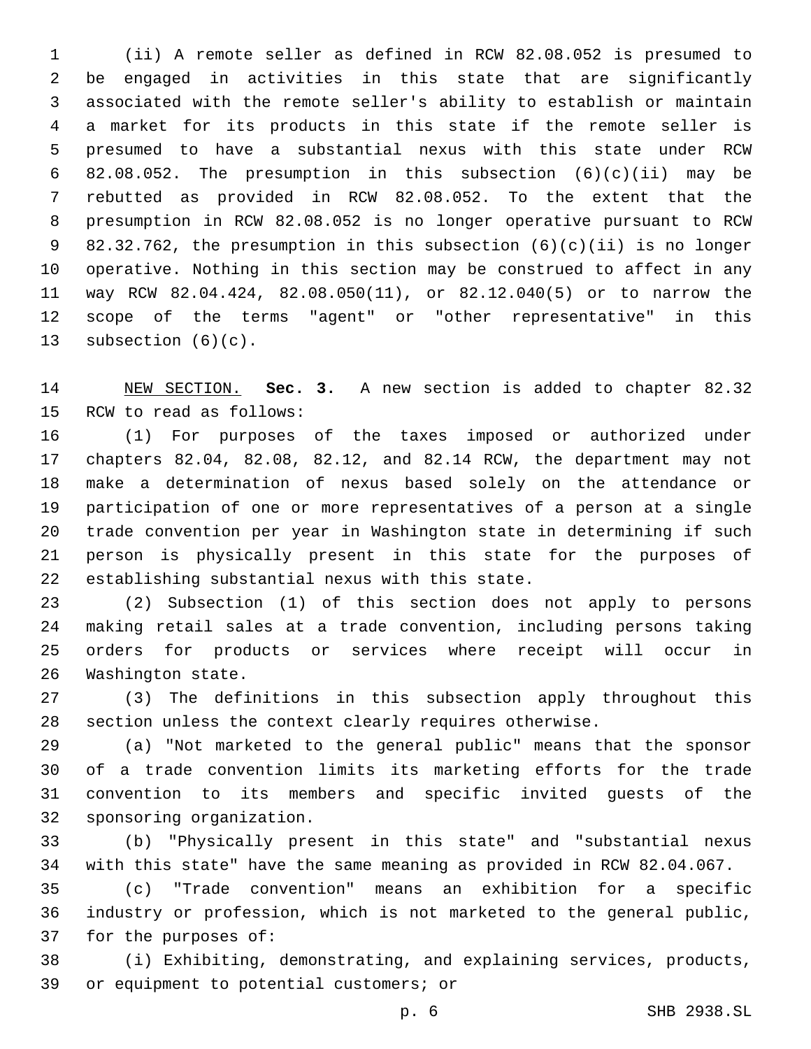(ii) A remote seller as defined in RCW 82.08.052 is presumed to be engaged in activities in this state that are significantly associated with the remote seller's ability to establish or maintain a market for its products in this state if the remote seller is presumed to have a substantial nexus with this state under RCW 82.08.052. The presumption in this subsection (6)(c)(ii) may be rebutted as provided in RCW 82.08.052. To the extent that the presumption in RCW 82.08.052 is no longer operative pursuant to RCW 82.32.762, the presumption in this subsection (6)(c)(ii) is no longer operative. Nothing in this section may be construed to affect in any way RCW 82.04.424, 82.08.050(11), or 82.12.040(5) or to narrow the scope of the terms "agent" or "other representative" in this subsection (6)(c).

NEW SECTION. **Sec. 3.** A new section is added to chapter 82.32 RCW to read as follows:

(1) For purposes of the taxes imposed or authorized under chapters 82.04, 82.08, 82.12, and 82.14 RCW, the department may not make a determination of nexus based solely on the attendance or participation of one or more representatives of a person at a single trade convention per year in Washington state in determining if such person is physically present in this state for the purposes of establishing substantial nexus with this state.

(2) Subsection (1) of this section does not apply to persons making retail sales at a trade convention, including persons taking orders for products or services where receipt will occur in Washington state.

(3) The definitions in this subsection apply throughout this section unless the context clearly requires otherwise.

(a) "Not marketed to the general public" means that the sponsor of a trade convention limits its marketing efforts for the trade convention to its members and specific invited guests of the sponsoring organization.

(b) "Physically present in this state" and "substantial nexus with this state" have the same meaning as provided in RCW 82.04.067.

(c) "Trade convention" means an exhibition for a specific industry or profession, which is not marketed to the general public, for the purposes of:

(i) Exhibiting, demonstrating, and explaining services, products, or equipment to potential customers; or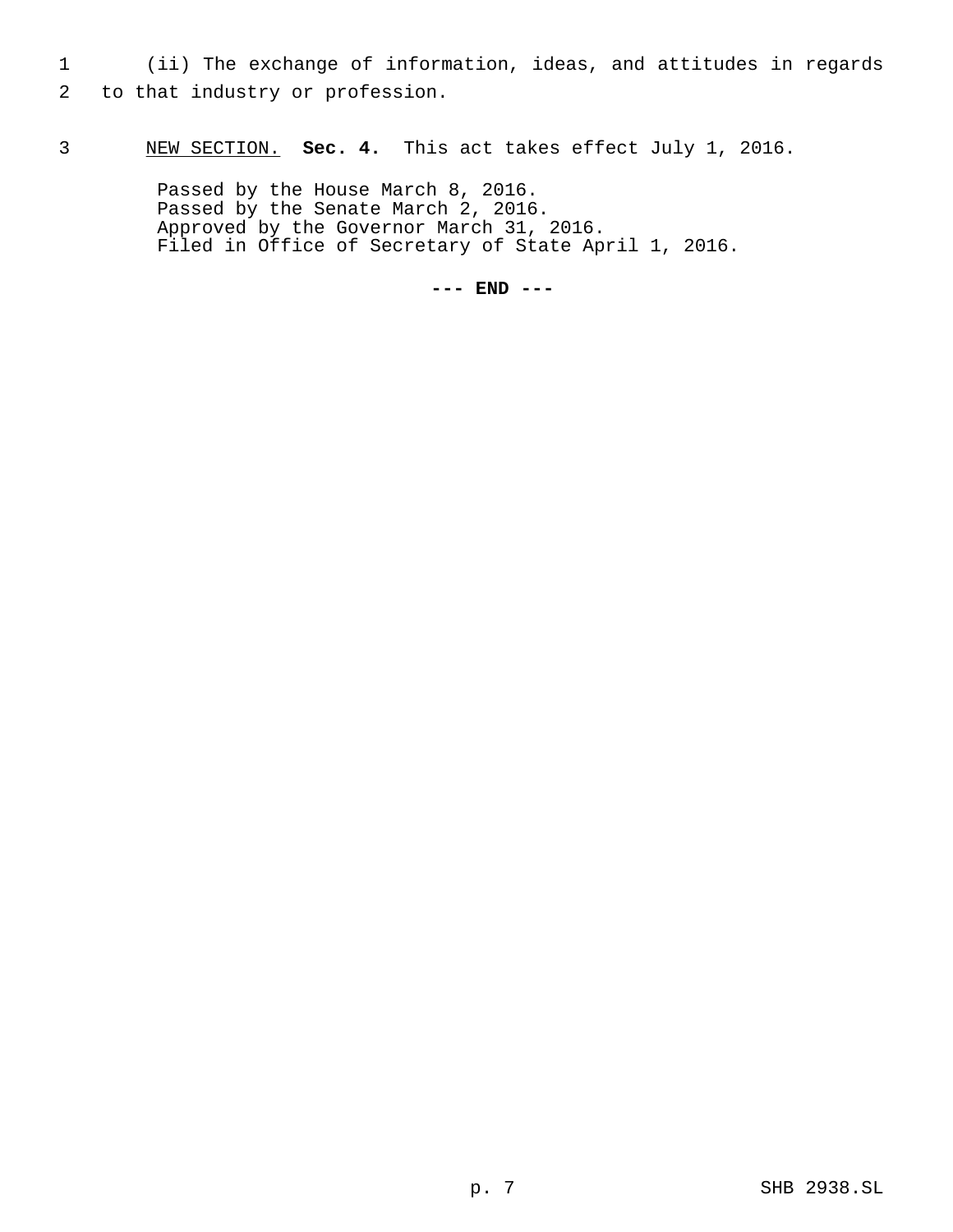(ii) The exchange of information, ideas, and attitudes in regards to that industry or profession.

NEW SECTION. **Sec. 4.** This act takes effect July 1, 2016.

Passed by the House March 8, 2016.
Passed by the Senate March 2, 2016.
Approved by the Governor March 31, 2016.
Filed in Office of Secretary of State April 1, 2016.

**--- END ---**